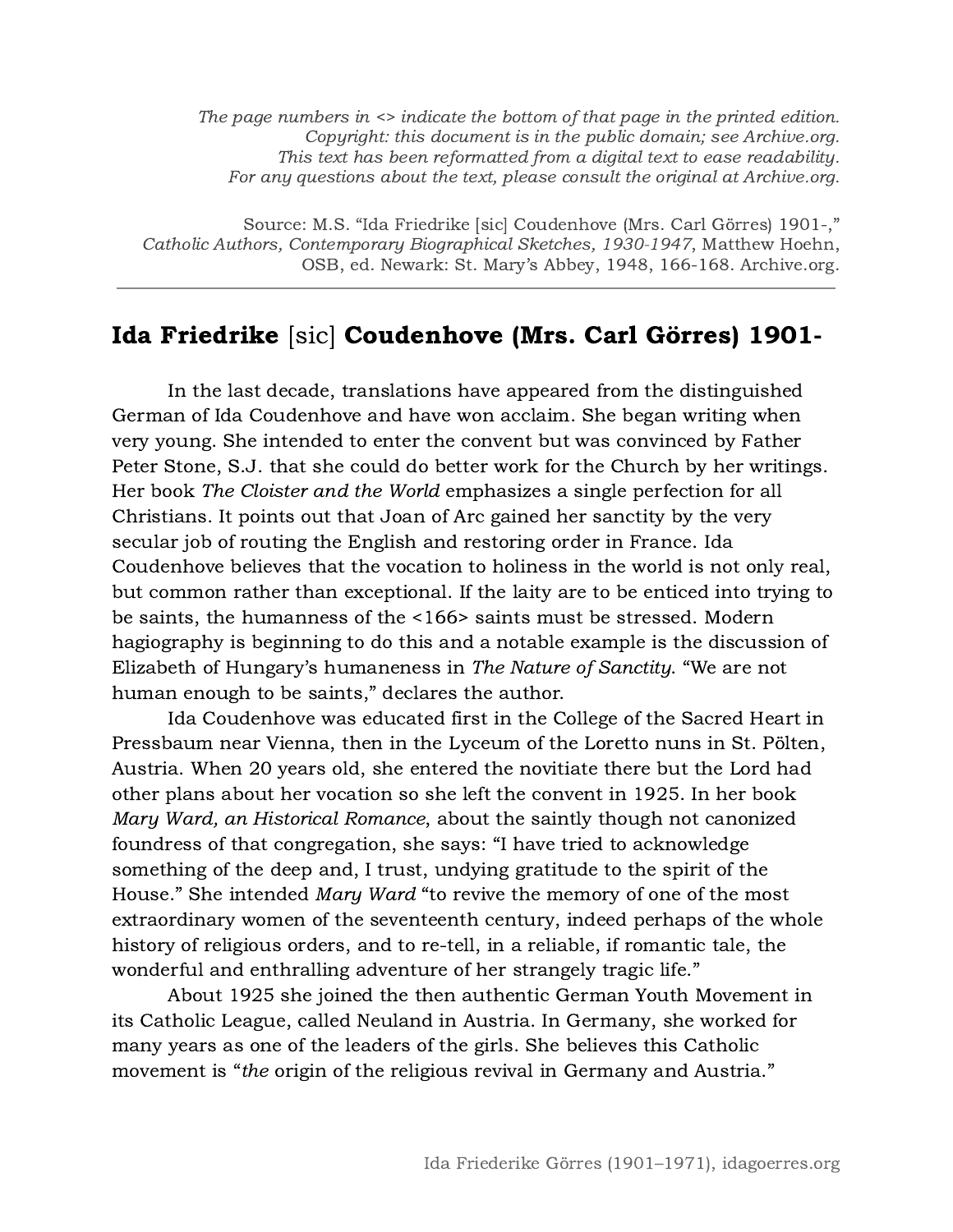*The page numbers in <> indicate the bottom of that page in the printed edition.*
*Copyright: this document is in the public domain; see Archive.org.*
*This text has been reformatted from a digital text to ease readability.*
*For any questions about the text, please consult the original at Archive.org.*

Source: M.S. "Ida Friedrike [sic] Coudenhove (Mrs. Carl Görres) 1901-," *Catholic Authors, Contemporary Biographical Sketches, 1930-1947*, Matthew Hoehn, OSB, ed. Newark: St. Mary's Abbey, 1948, 166-168. Archive.org.

---

## Ida Friedrike [sic] Coudenhove (Mrs. Carl Görres) 1901-

In the last decade, translations have appeared from the distinguished German of Ida Coudenhove and have won acclaim. She began writing when very young. She intended to enter the convent but was convinced by Father Peter Stone, S.J. that she could do better work for the Church by her writings. Her book *The Cloister and the World* emphasizes a single perfection for all Christians. It points out that Joan of Arc gained her sanctity by the very secular job of routing the English and restoring order in France. Ida Coudenhove believes that the vocation to holiness in the world is not only real, but common rather than exceptional. If the laity are to be enticed into trying to be saints, the humanness of the <166> saints must be stressed. Modern hagiography is beginning to do this and a notable example is the discussion of Elizabeth of Hungary's humaneness in *The Nature of Sanctity*. "We are not human enough to be saints," declares the author.

Ida Coudenhove was educated first in the College of the Sacred Heart in Pressbaum near Vienna, then in the Lyceum of the Loretto nuns in St. Pölten, Austria. When 20 years old, she entered the novitiate there but the Lord had other plans about her vocation so she left the convent in 1925. In her book *Mary Ward, an Historical Romance*, about the saintly though not canonized foundress of that congregation, she says: "I have tried to acknowledge something of the deep and, I trust, undying gratitude to the spirit of the House." She intended *Mary Ward* "to revive the memory of one of the most extraordinary women of the seventeenth century, indeed perhaps of the whole history of religious orders, and to re-tell, in a reliable, if romantic tale, the wonderful and enthralling adventure of her strangely tragic life."

About 1925 she joined the then authentic German Youth Movement in its Catholic League, called Neuland in Austria. In Germany, she worked for many years as one of the leaders of the girls. She believes this Catholic movement is "*the* origin of the religious revival in Germany and Austria."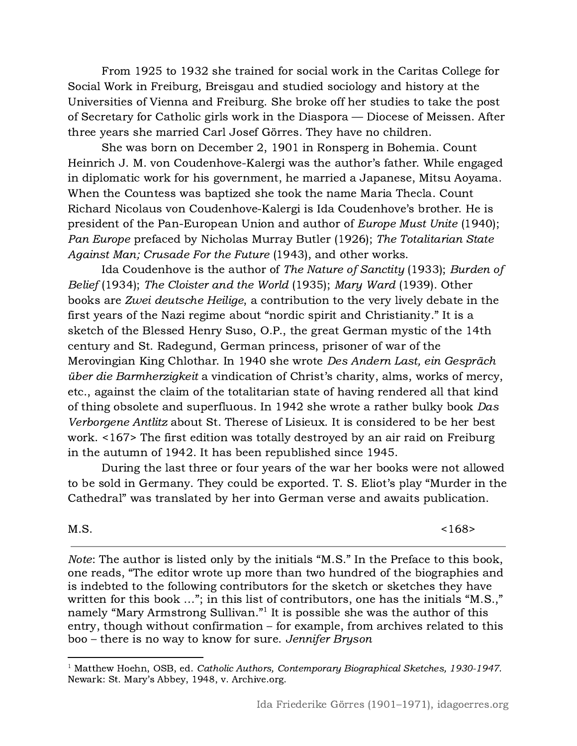From 1925 to 1932 she trained for social work in the Caritas College for Social Work in Freiburg, Breisgau and studied sociology and history at the Universities of Vienna and Freiburg. She broke off her studies to take the post of Secretary for Catholic girls work in the Diaspora — Diocese of Meissen. After three years she married Carl Josef Görres. They have no children.

She was born on December 2, 1901 in Ronsperg in Bohemia. Count Heinrich J. M. von Coudenhove-Kalergi was the author's father. While engaged in diplomatic work for his government, he married a Japanese, Mitsu Aoyama. When the Countess was baptized she took the name Maria Thecla. Count Richard Nicolaus von Coudenhove-Kalergi is Ida Coudenhove's brother. He is president of the Pan-European Union and author of *Europe Must Unite* (1940); *Pan Europe* prefaced by Nicholas Murray Butler (1926); *The Totalitarian State Against Man; Crusade For the Future* (1943), and other works.

Ida Coudenhove is the author of *The Nature of Sanctity* (1933); *Burden of Belief* (1934); *The Cloister and the World* (1935); *Mary Ward* (1939). Other books are *Zwei deutsche Heilige*, a contribution to the very lively debate in the first years of the Nazi regime about "nordic spirit and Christianity." It is a sketch of the Blessed Henry Suso, O.P., the great German mystic of the 14th century and St. Radegund, German princess, prisoner of war of the Merovingian King Chlothar. In 1940 she wrote *Des Andern Last, ein Gespräch über die Barmherzigkeit* a vindication of Christ's charity, alms, works of mercy, etc., against the claim of the totalitarian state of having rendered all that kind of thing obsolete and superfluous. In 1942 she wrote a rather bulky book *Das Verborgene Antlitz* about St. Therese of Lisieux. It is considered to be her best work. <167> The first edition was totally destroyed by an air raid on Freiburg in the autumn of 1942. It has been republished since 1945.

During the last three or four years of the war her books were not allowed to be sold in Germany. They could be exported. T. S. Eliot's play "Murder in the Cathedral" was translated by her into German verse and awaits publication.

M.S. <168>

---

*Note*: The author is listed only by the initials "M.S." In the Preface to this book, one reads, "The editor wrote up more than two hundred of the biographies and is indebted to the following contributors for the sketch or sketches they have written for this book …"; in this list of contributors, one has the initials "M.S.," namely "Mary Armstrong Sullivan."[1] It is possible she was the author of this entry, though without confirmation – for example, from archives related to this boo – there is no way to know for sure. *Jennifer Bryson*

[1] Matthew Hoehn, OSB, ed. *Catholic Authors, Contemporary Biographical Sketches, 1930-1947.* Newark: St. Mary's Abbey, 1948, v. Archive.org.